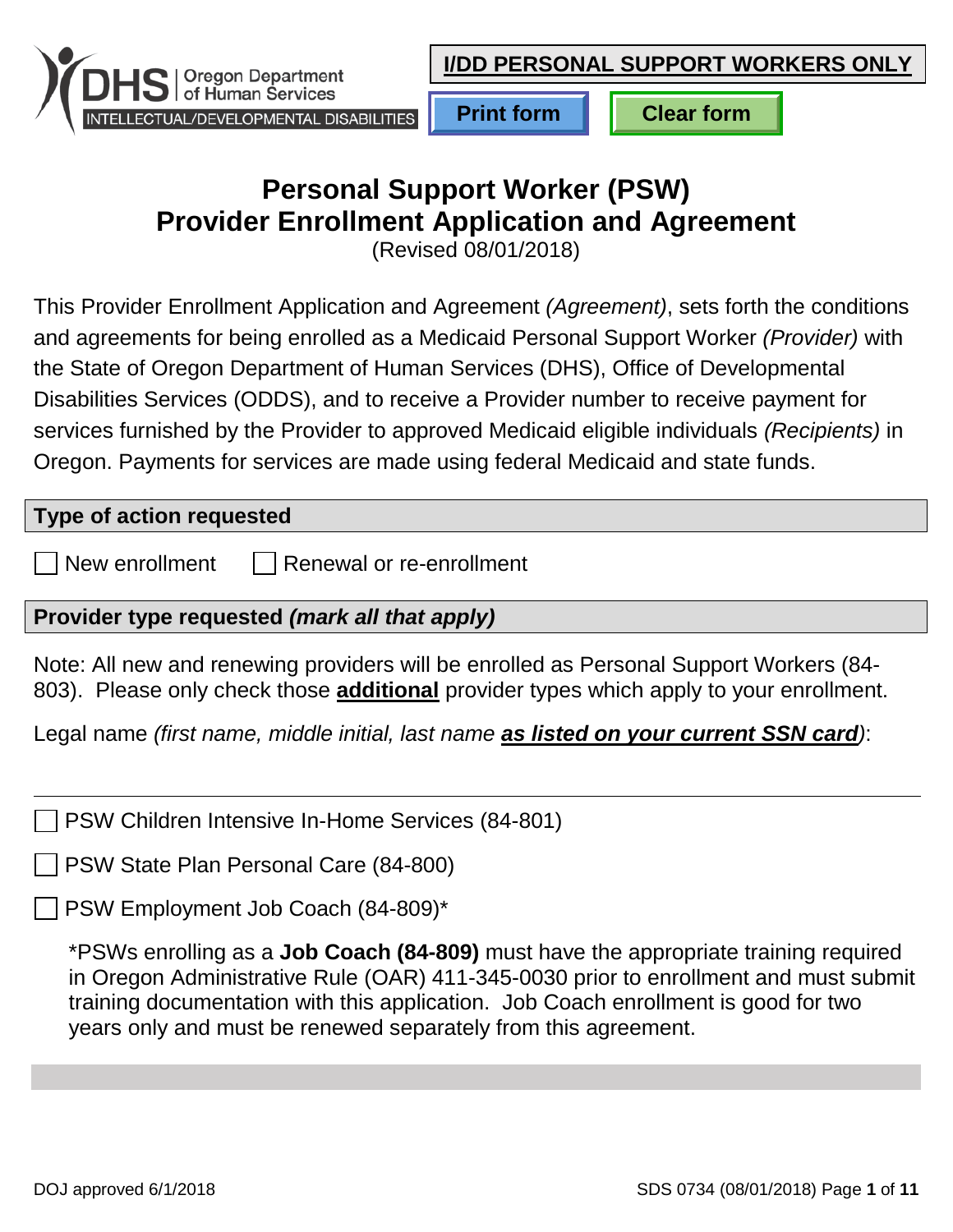Oregon Department of Human Services
INTELLECTUAL/DEVELOPMENTAL DISABILITIES

**I/DD PERSONAL SUPPORT WORKERS ONLY**

Print form | Clear form

# Personal Support Worker (PSW) Provider Enrollment Application and Agreement

(Revised 08/01/2018)

This Provider Enrollment Application and Agreement *(Agreement)*, sets forth the conditions and agreements for being enrolled as a Medicaid Personal Support Worker *(Provider)* with the State of Oregon Department of Human Services (DHS), Office of Developmental Disabilities Services (ODDS), and to receive a Provider number to receive payment for services furnished by the Provider to approved Medicaid eligible individuals *(Recipients)* in Oregon. Payments for services are made using federal Medicaid and state funds.

## Type of action requested

☐ New enrollment ☐ Renewal or re-enrollment

## Provider type requested *(mark all that apply)*

Note: All new and renewing providers will be enrolled as Personal Support Workers (84-803). Please only check those **additional** provider types which apply to your enrollment.

Legal name *(first name, middle initial, last name* ***as listed on your current SSN card****)*:

______________________________________________

☐ PSW Children Intensive In-Home Services (84-801)

☐ PSW State Plan Personal Care (84-800)

☐ PSW Employment Job Coach (84-809)*

*PSWs enrolling as a **Job Coach (84-809)** must have the appropriate training required in Oregon Administrative Rule (OAR) 411-345-0030 prior to enrollment and must submit training documentation with this application. Job Coach enrollment is good for two years only and must be renewed separately from this agreement.

DOJ approved 6/1/2018

SDS 0734 (08/01/2018)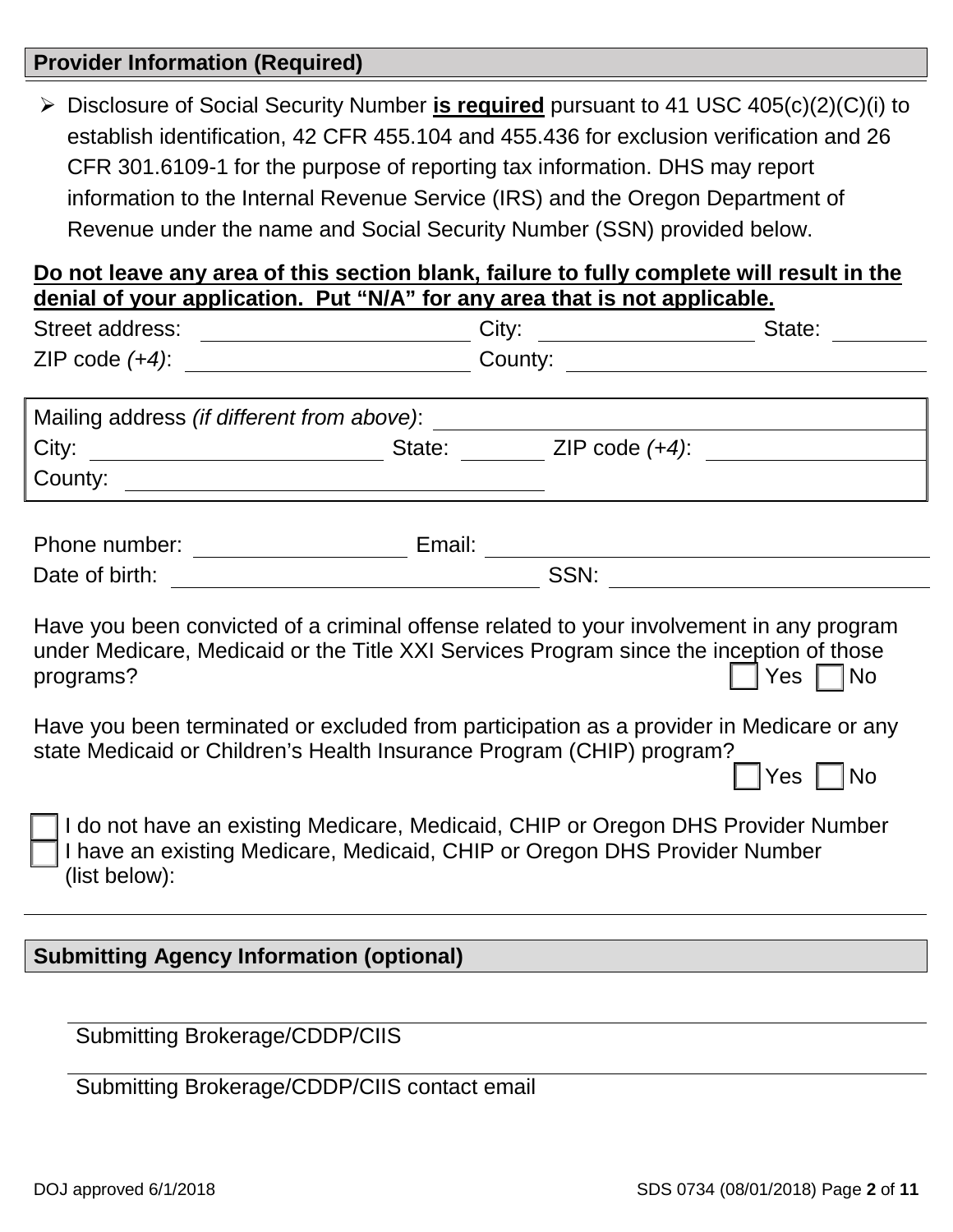## Provider Information (Required)

- Disclosure of Social Security Number **is required** pursuant to 41 USC 405(c)(2)(C)(i) to establish identification, 42 CFR 455.104 and 455.436 for exclusion verification and 26 CFR 301.6109-1 for the purpose of reporting tax information. DHS may report information to the Internal Revenue Service (IRS) and the Oregon Department of Revenue under the name and Social Security Number (SSN) provided below.

**Do not leave any area of this section blank, failure to fully complete will result in the denial of your application. Put "N/A" for any area that is not applicable.**

Street address: ____________________ City: ____________________ State: ________

ZIP code *(+4)*: ____________________ County: ____________________

Mailing address *(if different from above)*: ____________________

City: ____________________ State: ________ ZIP code *(+4)*: ____________________

County: ____________________

Phone number: ____________________ Email: ____________________

Date of birth: ____________________ SSN: ____________________

Have you been convicted of a criminal offense related to your involvement in any program under Medicare, Medicaid or the Title XXI Services Program since the inception of those programs? ☐ Yes ☐ No

Have you been terminated or excluded from participation as a provider in Medicare or any state Medicaid or Children's Health Insurance Program (CHIP) program? ☐ Yes ☐ No

☐ I do not have an existing Medicare, Medicaid, CHIP or Oregon DHS Provider Number

☐ I have an existing Medicare, Medicaid, CHIP or Oregon DHS Provider Number (list below):

## Submitting Agency Information (optional)

____________________

Submitting Brokerage/CDDP/CIIS

____________________

Submitting Brokerage/CDDP/CIIS contact email

DOJ approved 6/1/2018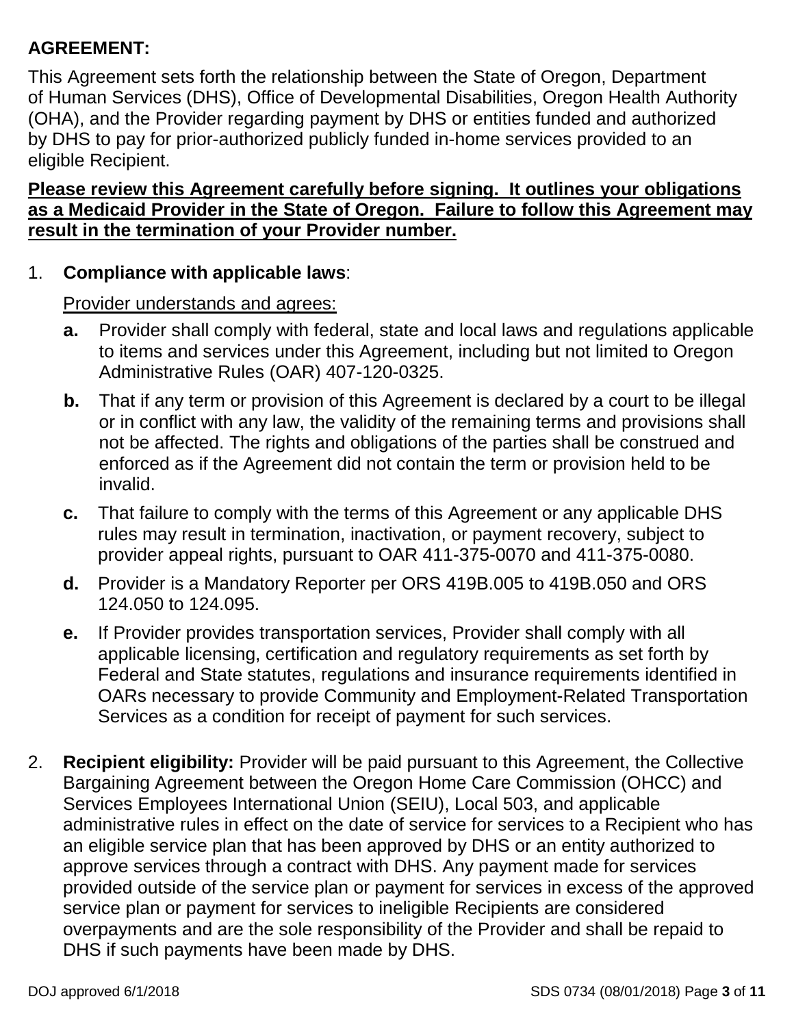**AGREEMENT:**

This Agreement sets forth the relationship between the State of Oregon, Department of Human Services (DHS), Office of Developmental Disabilities, Oregon Health Authority (OHA), and the Provider regarding payment by DHS or entities funded and authorized by DHS to pay for prior-authorized publicly funded in-home services provided to an eligible Recipient.

**<u>Please review this Agreement carefully before signing. It outlines your obligations as a Medicaid Provider in the State of Oregon. Failure to follow this Agreement may result in the termination of your Provider number.</u>**

1. **Compliance with applicable laws**:

   <u>Provider understands and agrees:</u>

   **a.** Provider shall comply with federal, state and local laws and regulations applicable to items and services under this Agreement, including but not limited to Oregon Administrative Rules (OAR) 407-120-0325.

   **b.** That if any term or provision of this Agreement is declared by a court to be illegal or in conflict with any law, the validity of the remaining terms and provisions shall not be affected. The rights and obligations of the parties shall be construed and enforced as if the Agreement did not contain the term or provision held to be invalid.

   **c.** That failure to comply with the terms of this Agreement or any applicable DHS rules may result in termination, inactivation, or payment recovery, subject to provider appeal rights, pursuant to OAR 411-375-0070 and 411-375-0080.

   **d.** Provider is a Mandatory Reporter per ORS 419B.005 to 419B.050 and ORS 124.050 to 124.095.

   **e.** If Provider provides transportation services, Provider shall comply with all applicable licensing, certification and regulatory requirements as set forth by Federal and State statutes, regulations and insurance requirements identified in OARs necessary to provide Community and Employment-Related Transportation Services as a condition for receipt of payment for such services.

2. **Recipient eligibility:** Provider will be paid pursuant to this Agreement, the Collective Bargaining Agreement between the Oregon Home Care Commission (OHCC) and Services Employees International Union (SEIU), Local 503, and applicable administrative rules in effect on the date of service for services to a Recipient who has an eligible service plan that has been approved by DHS or an entity authorized to approve services through a contract with DHS. Any payment made for services provided outside of the service plan or payment for services in excess of the approved service plan or payment for services to ineligible Recipients are considered overpayments and are the sole responsibility of the Provider and shall be repaid to DHS if such payments have been made by DHS.

DOJ approved 6/1/2018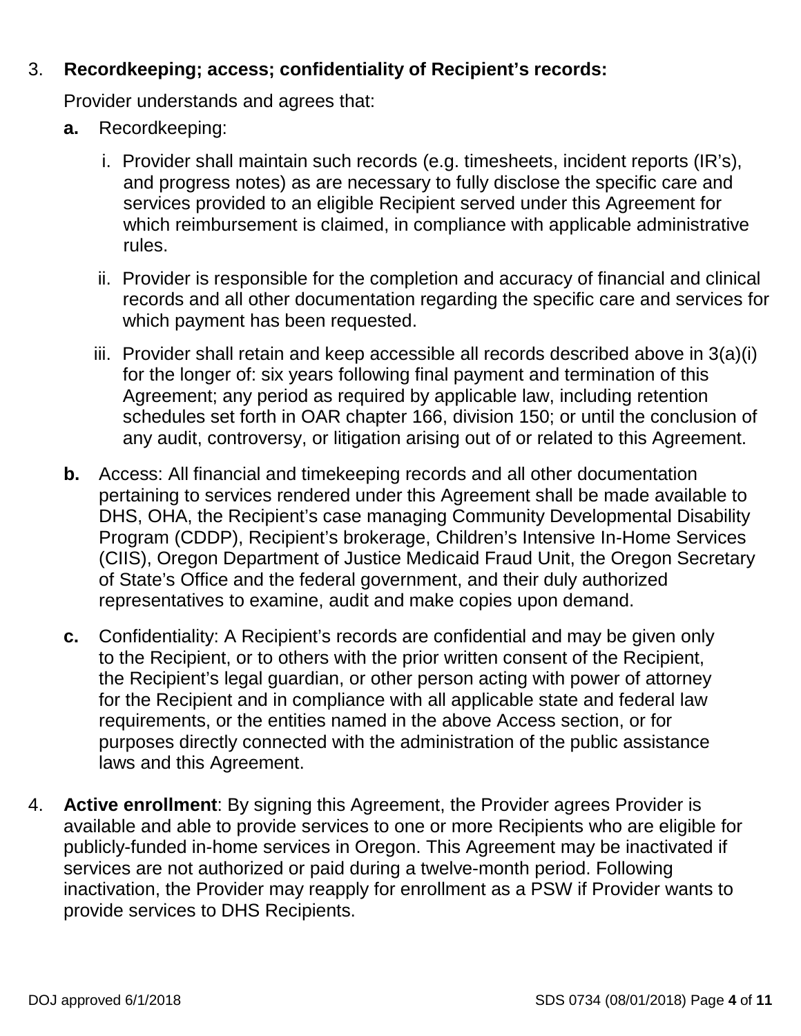3. **Recordkeeping; access; confidentiality of Recipient's records:**

   Provider understands and agrees that:

   **a.** Recordkeeping:

   i. Provider shall maintain such records (e.g. timesheets, incident reports (IR's), and progress notes) as are necessary to fully disclose the specific care and services provided to an eligible Recipient served under this Agreement for which reimbursement is claimed, in compliance with applicable administrative rules.

   ii. Provider is responsible for the completion and accuracy of financial and clinical records and all other documentation regarding the specific care and services for which payment has been requested.

   iii. Provider shall retain and keep accessible all records described above in 3(a)(i) for the longer of: six years following final payment and termination of this Agreement; any period as required by applicable law, including retention schedules set forth in OAR chapter 166, division 150; or until the conclusion of any audit, controversy, or litigation arising out of or related to this Agreement.

   **b.** Access: All financial and timekeeping records and all other documentation pertaining to services rendered under this Agreement shall be made available to DHS, OHA, the Recipient's case managing Community Developmental Disability Program (CDDP), Recipient's brokerage, Children's Intensive In-Home Services (CIIS), Oregon Department of Justice Medicaid Fraud Unit, the Oregon Secretary of State's Office and the federal government, and their duly authorized representatives to examine, audit and make copies upon demand.

   **c.** Confidentiality: A Recipient's records are confidential and may be given only to the Recipient, or to others with the prior written consent of the Recipient, the Recipient's legal guardian, or other person acting with power of attorney for the Recipient and in compliance with all applicable state and federal law requirements, or the entities named in the above Access section, or for purposes directly connected with the administration of the public assistance laws and this Agreement.

4. **Active enrollment**: By signing this Agreement, the Provider agrees Provider is available and able to provide services to one or more Recipients who are eligible for publicly-funded in-home services in Oregon. This Agreement may be inactivated if services are not authorized or paid during a twelve-month period. Following inactivation, the Provider may reapply for enrollment as a PSW if Provider wants to provide services to DHS Recipients.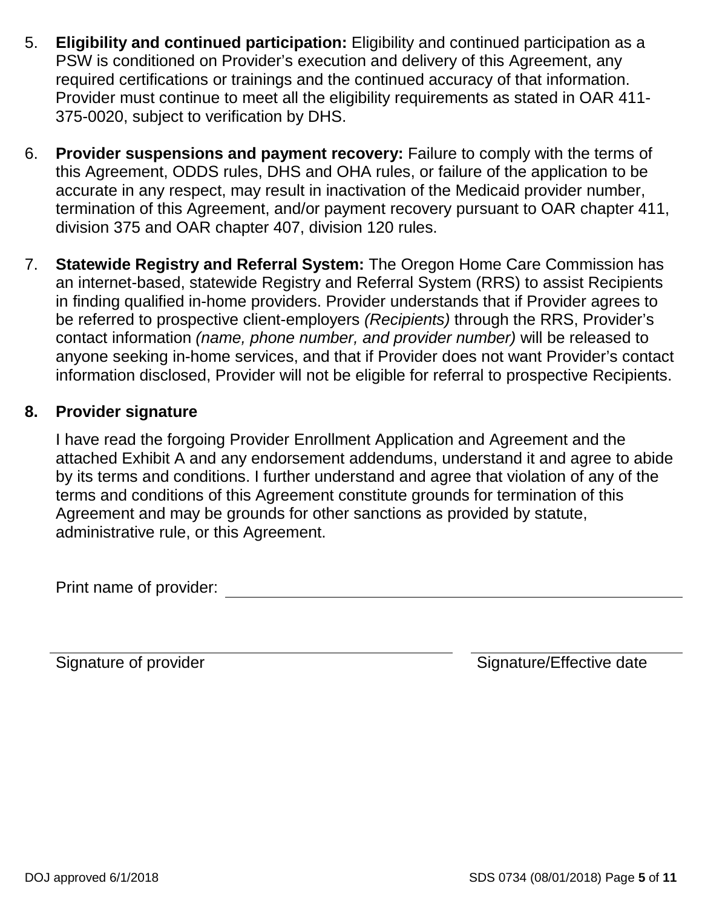5. **Eligibility and continued participation:** Eligibility and continued participation as a PSW is conditioned on Provider's execution and delivery of this Agreement, any required certifications or trainings and the continued accuracy of that information. Provider must continue to meet all the eligibility requirements as stated in OAR 411-375-0020, subject to verification by DHS.

6. **Provider suspensions and payment recovery:** Failure to comply with the terms of this Agreement, ODDS rules, DHS and OHA rules, or failure of the application to be accurate in any respect, may result in inactivation of the Medicaid provider number, termination of this Agreement, and/or payment recovery pursuant to OAR chapter 411, division 375 and OAR chapter 407, division 120 rules.

7. **Statewide Registry and Referral System:** The Oregon Home Care Commission has an internet-based, statewide Registry and Referral System (RRS) to assist Recipients in finding qualified in-home providers. Provider understands that if Provider agrees to be referred to prospective client-employers *(Recipients)* through the RRS, Provider's contact information *(name, phone number, and provider number)* will be released to anyone seeking in-home services, and that if Provider does not want Provider's contact information disclosed, Provider will not be eligible for referral to prospective Recipients.

**8. Provider signature**

I have read the forgoing Provider Enrollment Application and Agreement and the attached Exhibit A and any endorsement addendums, understand it and agree to abide by its terms and conditions. I further understand and agree that violation of any of the terms and conditions of this Agreement constitute grounds for termination of this Agreement and may be grounds for other sanctions as provided by statute, administrative rule, or this Agreement.

Print name of provider: ______________________________

______________________________ ______________________________
Signature of provider Signature/Effective date

DOJ approved 6/1/2018 SDS 0734 (08/01/2018)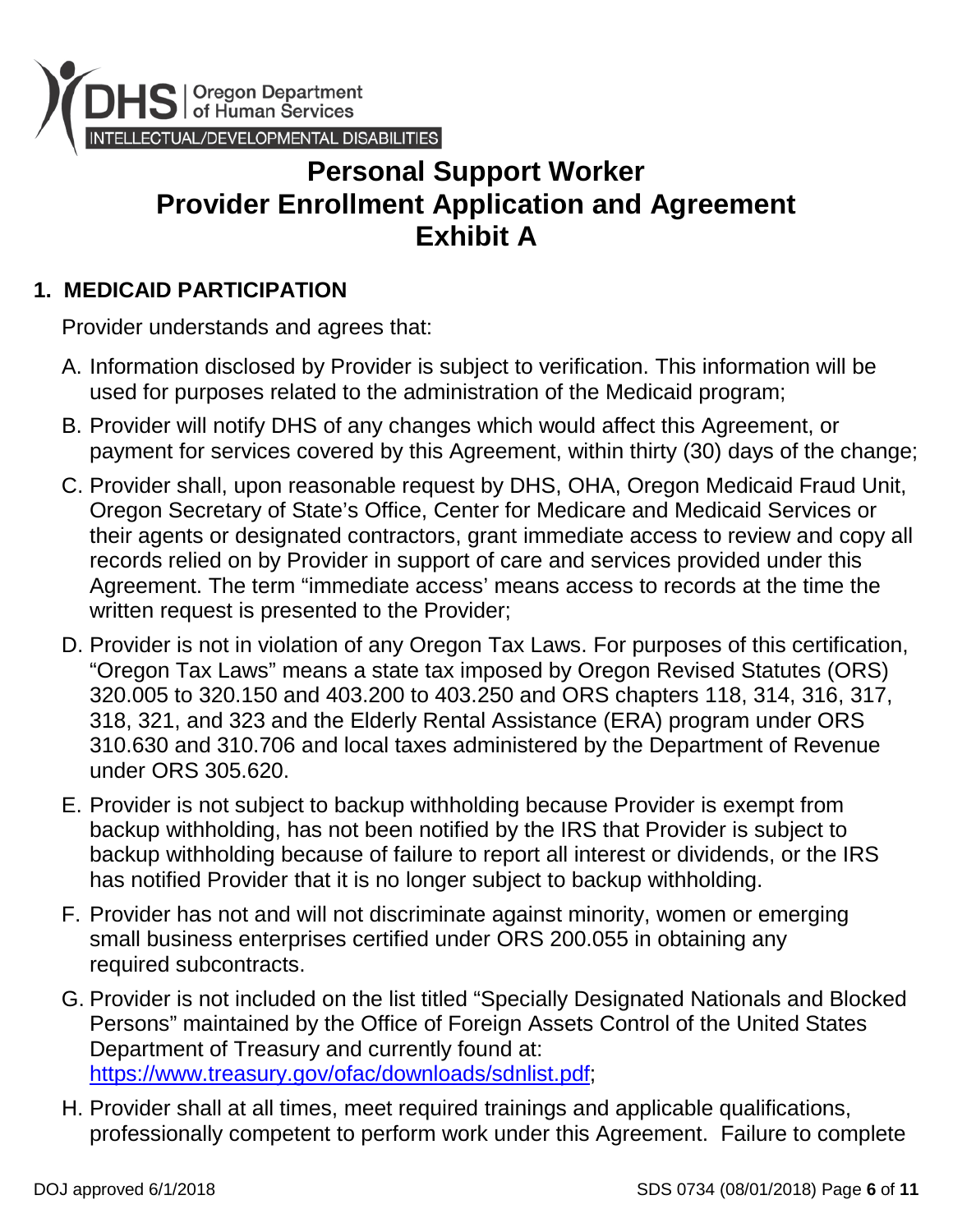DHS | Oregon Department of Human Services

INTELLECTUAL/DEVELOPMENTAL DISABILITIES

# Personal Support Worker
# Provider Enrollment Application and Agreement
# Exhibit A

## 1. MEDICAID PARTICIPATION

Provider understands and agrees that:

A. Information disclosed by Provider is subject to verification. This information will be used for purposes related to the administration of the Medicaid program;

B. Provider will notify DHS of any changes which would affect this Agreement, or payment for services covered by this Agreement, within thirty (30) days of the change;

C. Provider shall, upon reasonable request by DHS, OHA, Oregon Medicaid Fraud Unit, Oregon Secretary of State's Office, Center for Medicare and Medicaid Services or their agents or designated contractors, grant immediate access to review and copy all records relied on by Provider in support of care and services provided under this Agreement. The term "immediate access' means access to records at the time the written request is presented to the Provider;

D. Provider is not in violation of any Oregon Tax Laws. For purposes of this certification, "Oregon Tax Laws" means a state tax imposed by Oregon Revised Statutes (ORS) 320.005 to 320.150 and 403.200 to 403.250 and ORS chapters 118, 314, 316, 317, 318, 321, and 323 and the Elderly Rental Assistance (ERA) program under ORS 310.630 and 310.706 and local taxes administered by the Department of Revenue under ORS 305.620.

E. Provider is not subject to backup withholding because Provider is exempt from backup withholding, has not been notified by the IRS that Provider is subject to backup withholding because of failure to report all interest or dividends, or the IRS has notified Provider that it is no longer subject to backup withholding.

F. Provider has not and will not discriminate against minority, women or emerging small business enterprises certified under ORS 200.055 in obtaining any required subcontracts.

G. Provider is not included on the list titled "Specially Designated Nationals and Blocked Persons" maintained by the Office of Foreign Assets Control of the United States Department of Treasury and currently found at: [https://www.treasury.gov/ofac/downloads/sdnlist.pdf](https://www.treasury.gov/ofac/downloads/sdnlist.pdf);

H. Provider shall at all times, meet required trainings and applicable qualifications, professionally competent to perform work under this Agreement. Failure to complete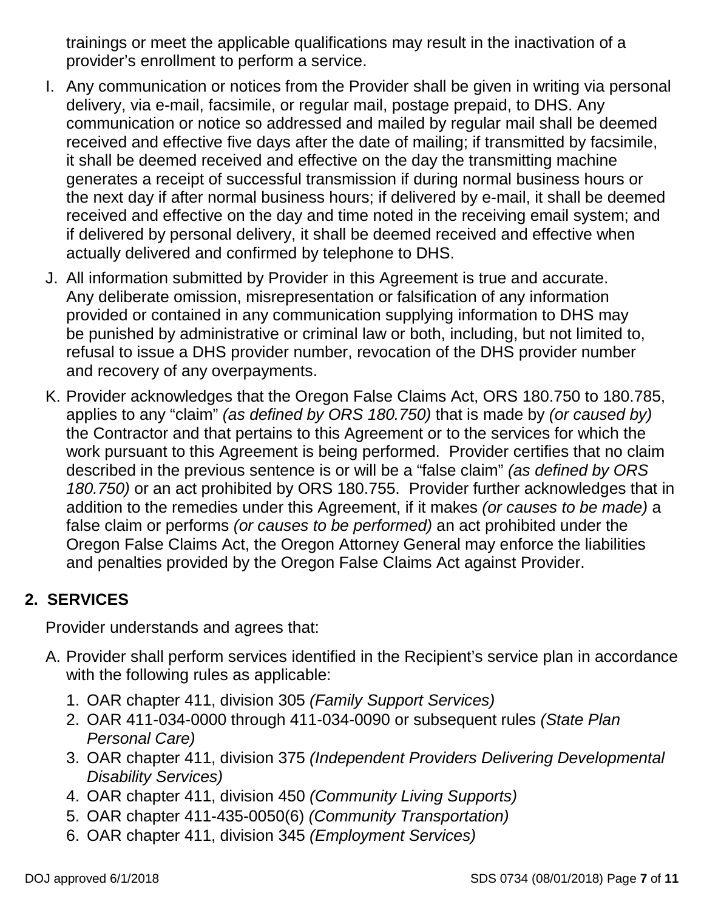trainings or meet the applicable qualifications may result in the inactivation of a provider's enrollment to perform a service.

I. Any communication or notices from the Provider shall be given in writing via personal delivery, via e-mail, facsimile, or regular mail, postage prepaid, to DHS. Any communication or notice so addressed and mailed by regular mail shall be deemed received and effective five days after the date of mailing; if transmitted by facsimile, it shall be deemed received and effective on the day the transmitting machine generates a receipt of successful transmission if during normal business hours or the next day if after normal business hours; if delivered by e-mail, it shall be deemed received and effective on the day and time noted in the receiving email system; and if delivered by personal delivery, it shall be deemed received and effective when actually delivered and confirmed by telephone to DHS.

J. All information submitted by Provider in this Agreement is true and accurate. Any deliberate omission, misrepresentation or falsification of any information provided or contained in any communication supplying information to DHS may be punished by administrative or criminal law or both, including, but not limited to, refusal to issue a DHS provider number, revocation of the DHS provider number and recovery of any overpayments.

K. Provider acknowledges that the Oregon False Claims Act, ORS 180.750 to 180.785, applies to any "claim" *(as defined by ORS 180.750)* that is made by *(or caused by)* the Contractor and that pertains to this Agreement or to the services for which the work pursuant to this Agreement is being performed. Provider certifies that no claim described in the previous sentence is or will be a "false claim" *(as defined by ORS 180.750)* or an act prohibited by ORS 180.755. Provider further acknowledges that in addition to the remedies under this Agreement, if it makes *(or causes to be made)* a false claim or performs *(or causes to be performed)* an act prohibited under the Oregon False Claims Act, the Oregon Attorney General may enforce the liabilities and penalties provided by the Oregon False Claims Act against Provider.

## 2. SERVICES

Provider understands and agrees that:

A. Provider shall perform services identified in the Recipient's service plan in accordance with the following rules as applicable:

1. OAR chapter 411, division 305 *(Family Support Services)*
2. OAR 411-034-0000 through 411-034-0090 or subsequent rules *(State Plan Personal Care)*
3. OAR chapter 411, division 375 *(Independent Providers Delivering Developmental Disability Services)*
4. OAR chapter 411, division 450 *(Community Living Supports)*
5. OAR chapter 411-435-0050(6) *(Community Transportation)*
6. OAR chapter 411, division 345 *(Employment Services)*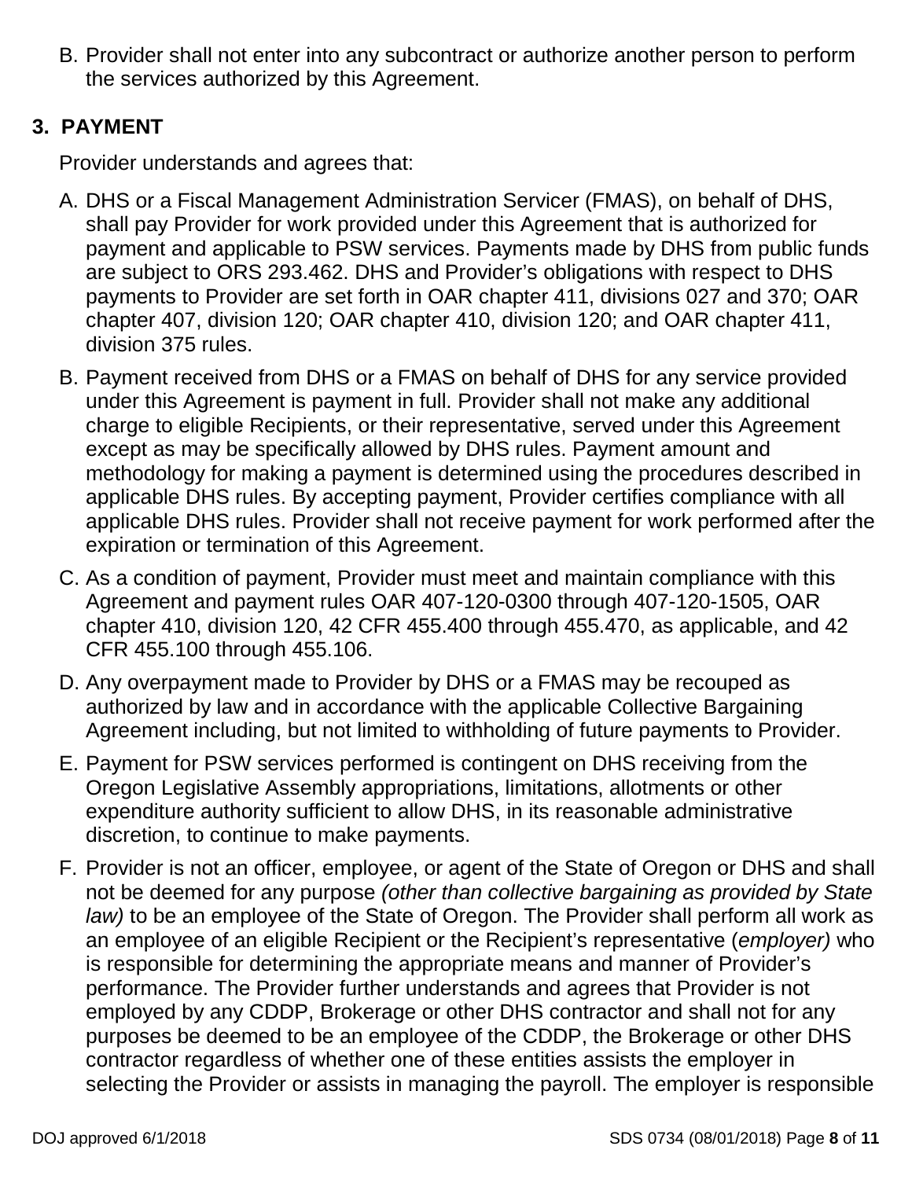B. Provider shall not enter into any subcontract or authorize another person to perform the services authorized by this Agreement.

## 3. PAYMENT

Provider understands and agrees that:

A. DHS or a Fiscal Management Administration Servicer (FMAS), on behalf of DHS, shall pay Provider for work provided under this Agreement that is authorized for payment and applicable to PSW services. Payments made by DHS from public funds are subject to ORS 293.462. DHS and Provider's obligations with respect to DHS payments to Provider are set forth in OAR chapter 411, divisions 027 and 370; OAR chapter 407, division 120; OAR chapter 410, division 120; and OAR chapter 411, division 375 rules.

B. Payment received from DHS or a FMAS on behalf of DHS for any service provided under this Agreement is payment in full. Provider shall not make any additional charge to eligible Recipients, or their representative, served under this Agreement except as may be specifically allowed by DHS rules. Payment amount and methodology for making a payment is determined using the procedures described in applicable DHS rules. By accepting payment, Provider certifies compliance with all applicable DHS rules. Provider shall not receive payment for work performed after the expiration or termination of this Agreement.

C. As a condition of payment, Provider must meet and maintain compliance with this Agreement and payment rules OAR 407-120-0300 through 407-120-1505, OAR chapter 410, division 120, 42 CFR 455.400 through 455.470, as applicable, and 42 CFR 455.100 through 455.106.

D. Any overpayment made to Provider by DHS or a FMAS may be recouped as authorized by law and in accordance with the applicable Collective Bargaining Agreement including, but not limited to withholding of future payments to Provider.

E. Payment for PSW services performed is contingent on DHS receiving from the Oregon Legislative Assembly appropriations, limitations, allotments or other expenditure authority sufficient to allow DHS, in its reasonable administrative discretion, to continue to make payments.

F. Provider is not an officer, employee, or agent of the State of Oregon or DHS and shall not be deemed for any purpose *(other than collective bargaining as provided by State law)* to be an employee of the State of Oregon. The Provider shall perform all work as an employee of an eligible Recipient or the Recipient's representative (*employer)* who is responsible for determining the appropriate means and manner of Provider's performance. The Provider further understands and agrees that Provider is not employed by any CDDP, Brokerage or other DHS contractor and shall not for any purposes be deemed to be an employee of the CDDP, the Brokerage or other DHS contractor regardless of whether one of these entities assists the employer in selecting the Provider or assists in managing the payroll. The employer is responsible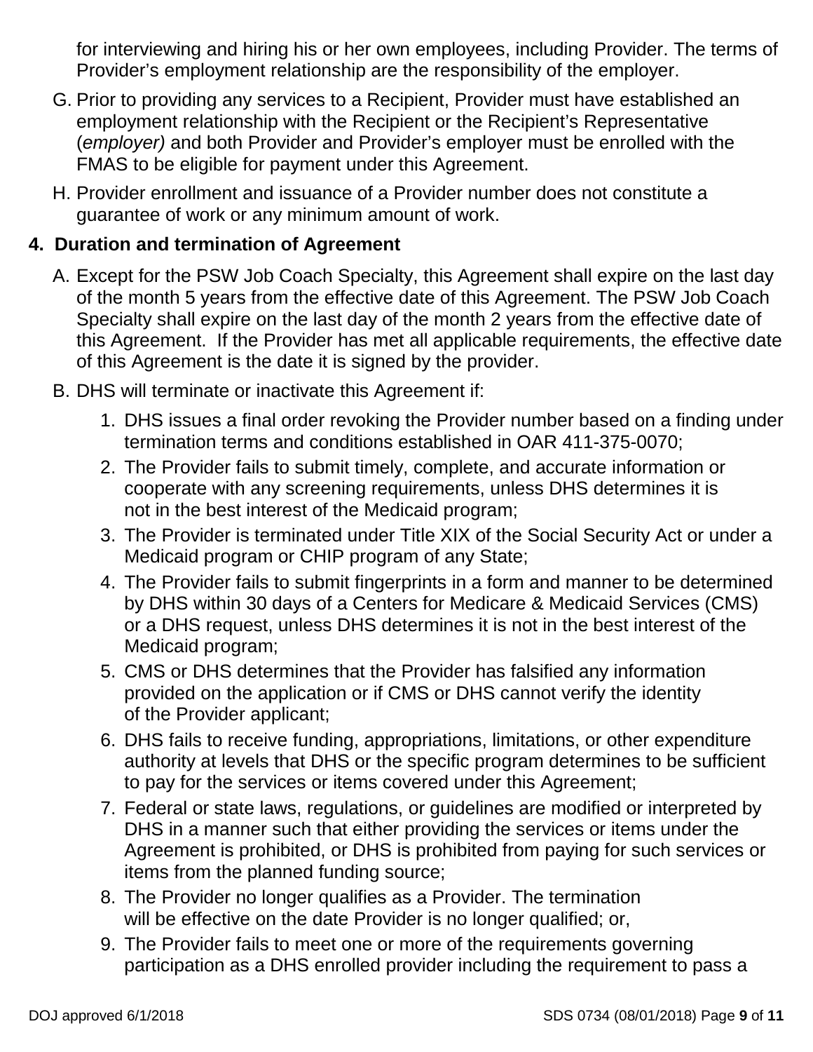for interviewing and hiring his or her own employees, including Provider. The terms of Provider's employment relationship are the responsibility of the employer.

G. Prior to providing any services to a Recipient, Provider must have established an employment relationship with the Recipient or the Recipient's Representative (*employer)* and both Provider and Provider's employer must be enrolled with the FMAS to be eligible for payment under this Agreement.

H. Provider enrollment and issuance of a Provider number does not constitute a guarantee of work or any minimum amount of work.

## 4. Duration and termination of Agreement

A. Except for the PSW Job Coach Specialty, this Agreement shall expire on the last day of the month 5 years from the effective date of this Agreement. The PSW Job Coach Specialty shall expire on the last day of the month 2 years from the effective date of this Agreement. If the Provider has met all applicable requirements, the effective date of this Agreement is the date it is signed by the provider.

B. DHS will terminate or inactivate this Agreement if:

1. DHS issues a final order revoking the Provider number based on a finding under termination terms and conditions established in OAR 411-375-0070;
2. The Provider fails to submit timely, complete, and accurate information or cooperate with any screening requirements, unless DHS determines it is not in the best interest of the Medicaid program;
3. The Provider is terminated under Title XIX of the Social Security Act or under a Medicaid program or CHIP program of any State;
4. The Provider fails to submit fingerprints in a form and manner to be determined by DHS within 30 days of a Centers for Medicare & Medicaid Services (CMS) or a DHS request, unless DHS determines it is not in the best interest of the Medicaid program;
5. CMS or DHS determines that the Provider has falsified any information provided on the application or if CMS or DHS cannot verify the identity of the Provider applicant;
6. DHS fails to receive funding, appropriations, limitations, or other expenditure authority at levels that DHS or the specific program determines to be sufficient to pay for the services or items covered under this Agreement;
7. Federal or state laws, regulations, or guidelines are modified or interpreted by DHS in a manner such that either providing the services or items under the Agreement is prohibited, or DHS is prohibited from paying for such services or items from the planned funding source;
8. The Provider no longer qualifies as a Provider. The termination will be effective on the date Provider is no longer qualified; or,
9. The Provider fails to meet one or more of the requirements governing participation as a DHS enrolled provider including the requirement to pass a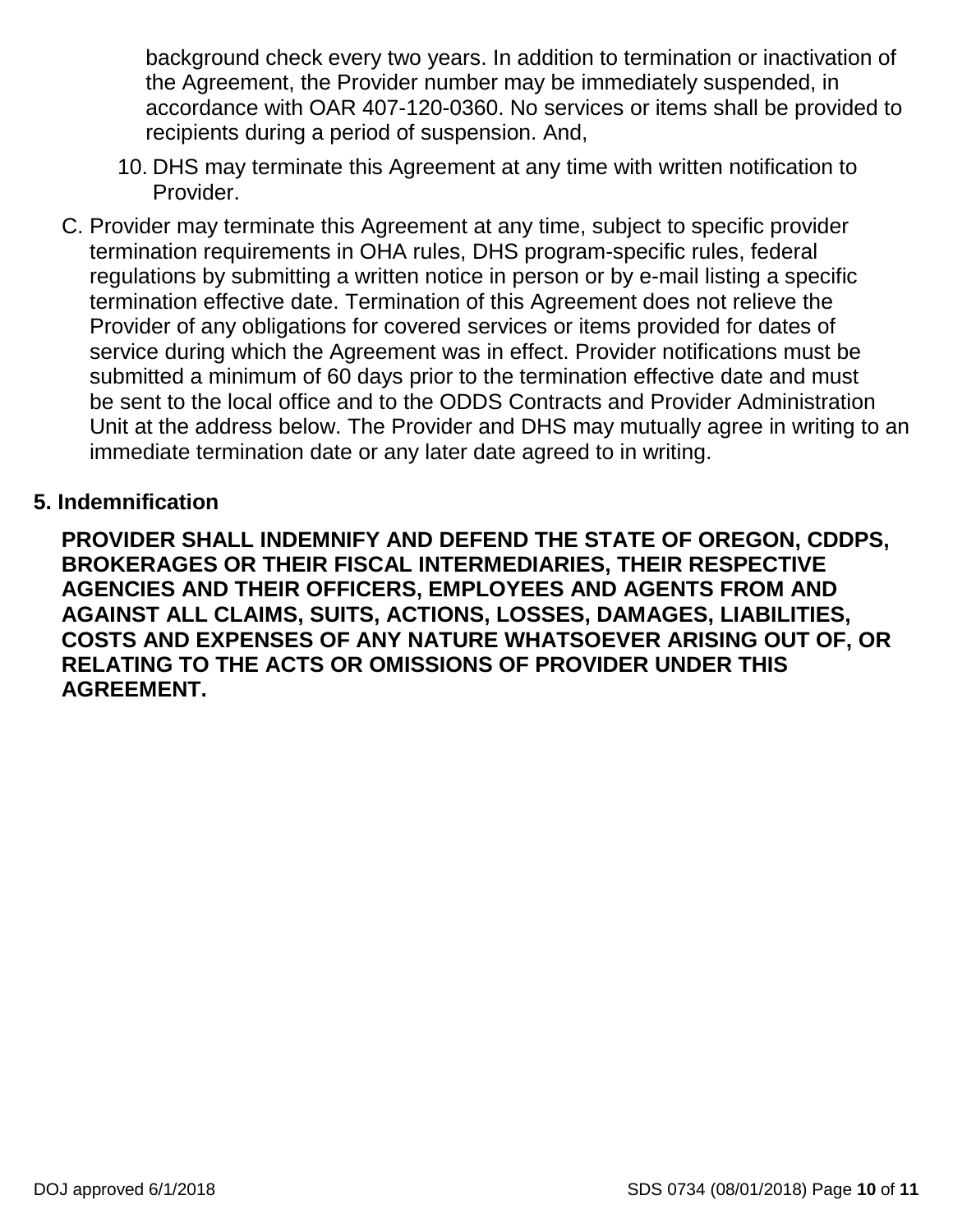background check every two years. In addition to termination or inactivation of the Agreement, the Provider number may be immediately suspended, in accordance with OAR 407-120-0360. No services or items shall be provided to recipients during a period of suspension. And,

10. DHS may terminate this Agreement at any time with written notification to Provider.

C. Provider may terminate this Agreement at any time, subject to specific provider termination requirements in OHA rules, DHS program-specific rules, federal regulations by submitting a written notice in person or by e-mail listing a specific termination effective date. Termination of this Agreement does not relieve the Provider of any obligations for covered services or items provided for dates of service during which the Agreement was in effect. Provider notifications must be submitted a minimum of 60 days prior to the termination effective date and must be sent to the local office and to the ODDS Contracts and Provider Administration Unit at the address below. The Provider and DHS may mutually agree in writing to an immediate termination date or any later date agreed to in writing.

### 5. Indemnification

**PROVIDER SHALL INDEMNIFY AND DEFEND THE STATE OF OREGON, CDDPS, BROKERAGES OR THEIR FISCAL INTERMEDIARIES, THEIR RESPECTIVE AGENCIES AND THEIR OFFICERS, EMPLOYEES AND AGENTS FROM AND AGAINST ALL CLAIMS, SUITS, ACTIONS, LOSSES, DAMAGES, LIABILITIES, COSTS AND EXPENSES OF ANY NATURE WHATSOEVER ARISING OUT OF, OR RELATING TO THE ACTS OR OMISSIONS OF PROVIDER UNDER THIS AGREEMENT.**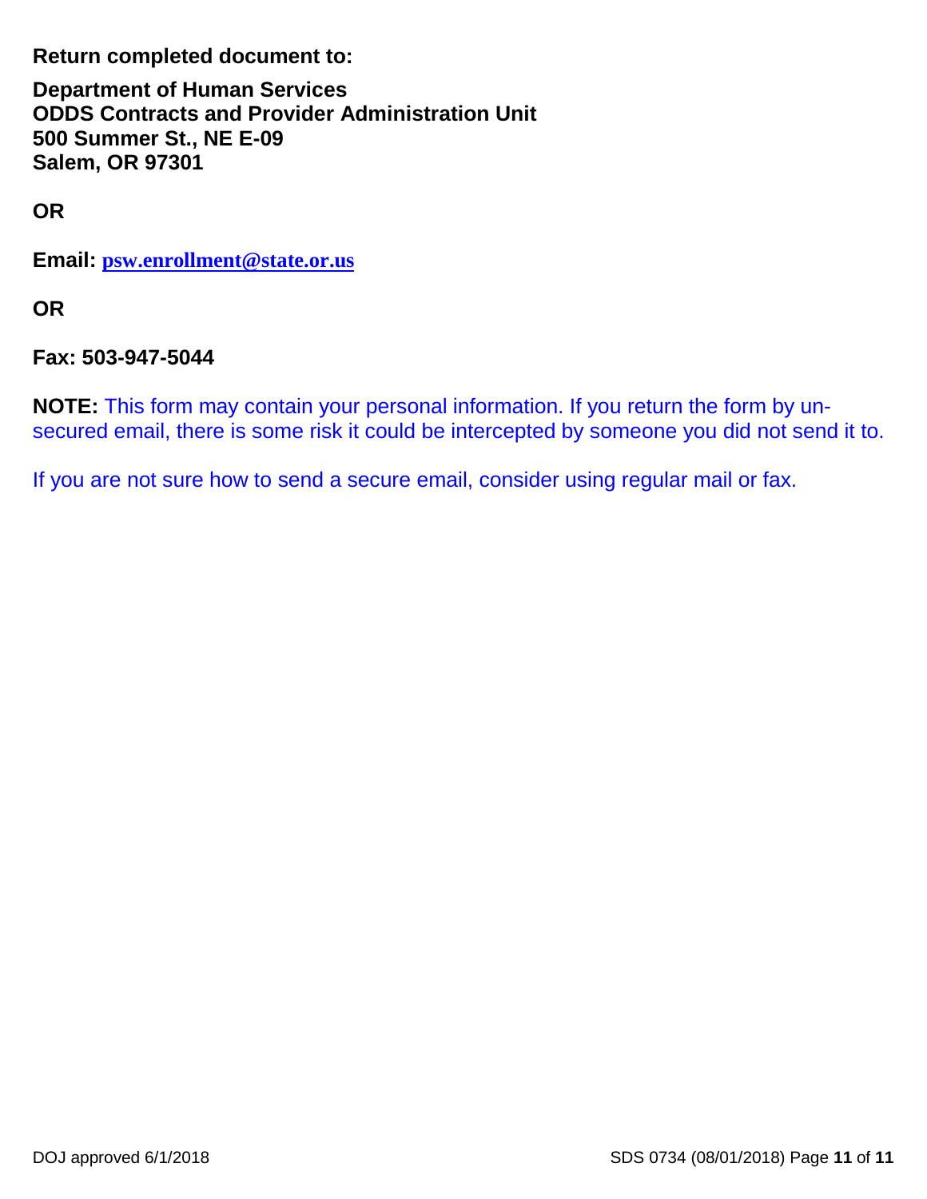**Return completed document to:**

**Department of Human Services**
**ODDS Contracts and Provider Administration Unit**
**500 Summer St., NE E-09**
**Salem, OR 97301**

**OR**

**Email: psw.enrollment@state.or.us**

**OR**

**Fax: 503-947-5044**

**NOTE:** This form may contain your personal information. If you return the form by un-secured email, there is some risk it could be intercepted by someone you did not send it to.

If you are not sure how to send a secure email, consider using regular mail or fax.

DOJ approved 6/1/2018

SDS 0734 (08/01/2018)